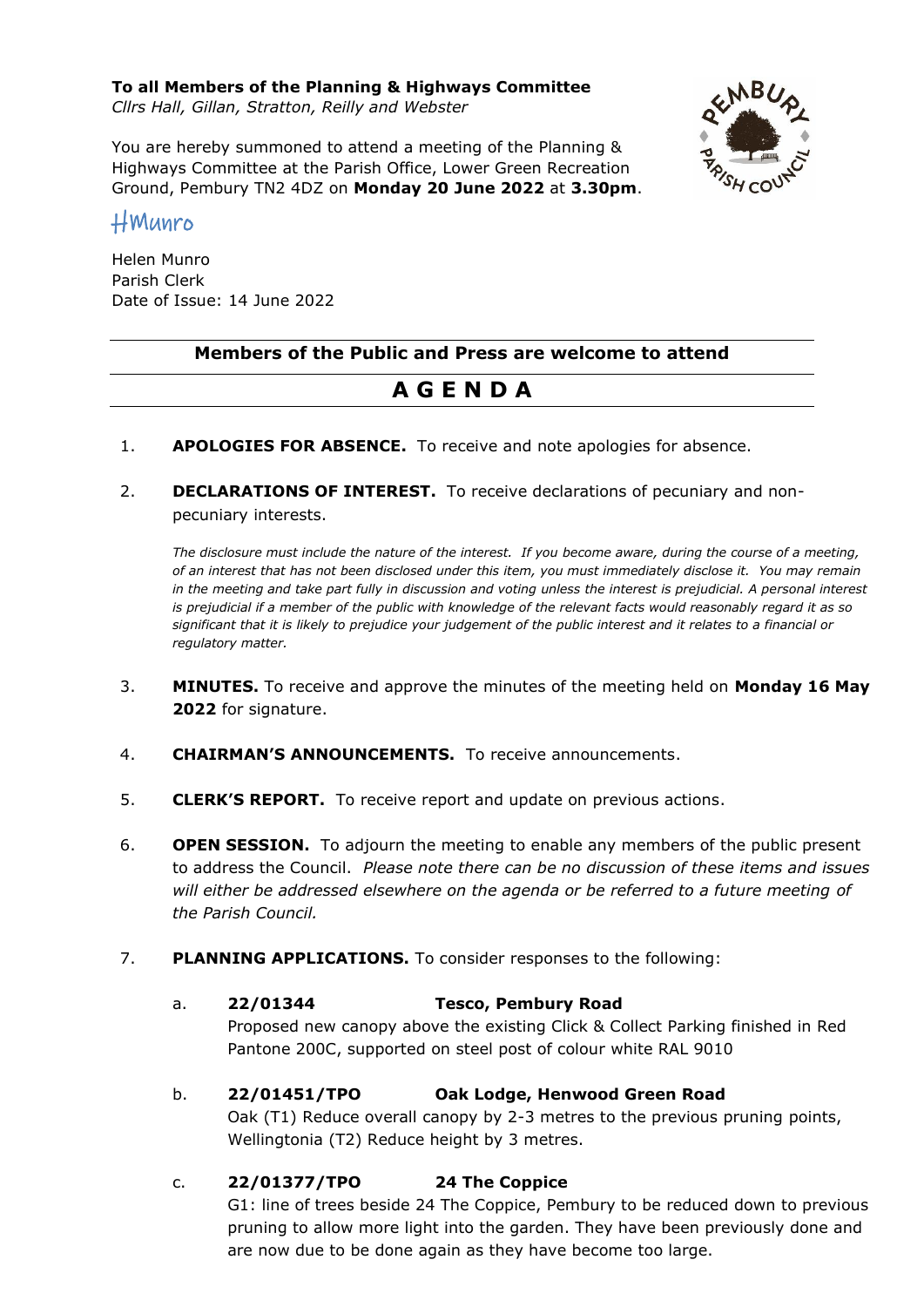**To all Members of the Planning & Highways Committee**
*Cllrs Hall, Gillan, Stratton, Reilly and Webster*

You are hereby summoned to attend a meeting of the Planning & Highways Committee at the Parish Office, Lower Green Recreation Ground, Pembury TN2 4DZ on **Monday 20 June 2022** at **3.30pm**.

HMunro

Helen Munro
Parish Clerk
Date of Issue: 14 June 2022

---

**Members of the Public and Press are welcome to attend**

---

# A G E N D A

---

1. **APOLOGIES FOR ABSENCE.** To receive and note apologies for absence.

2. **DECLARATIONS OF INTEREST.** To receive declarations of pecuniary and non-pecuniary interests.

   *The disclosure must include the nature of the interest. If you become aware, during the course of a meeting, of an interest that has not been disclosed under this item, you must immediately disclose it. You may remain in the meeting and take part fully in discussion and voting unless the interest is prejudicial. A personal interest is prejudicial if a member of the public with knowledge of the relevant facts would reasonably regard it as so significant that it is likely to prejudice your judgement of the public interest and it relates to a financial or regulatory matter.*

3. **MINUTES.** To receive and approve the minutes of the meeting held on **Monday 16 May 2022** for signature.

4. **CHAIRMAN'S ANNOUNCEMENTS.** To receive announcements.

5. **CLERK'S REPORT.** To receive report and update on previous actions.

6. **OPEN SESSION.** To adjourn the meeting to enable any members of the public present to address the Council. *Please note there can be no discussion of these items and issues will either be addressed elsewhere on the agenda or be referred to a future meeting of the Parish Council.*

7. **PLANNING APPLICATIONS.** To consider responses to the following:

   a. **22/01344** **Tesco, Pembury Road**
   Proposed new canopy above the existing Click & Collect Parking finished in Red Pantone 200C, supported on steel post of colour white RAL 9010

   b. **22/01451/TPO** **Oak Lodge, Henwood Green Road**
   Oak (T1) Reduce overall canopy by 2-3 metres to the previous pruning points, Wellingtonia (T2) Reduce height by 3 metres.

   c. **22/01377/TPO** **24 The Coppice**
   G1: line of trees beside 24 The Coppice, Pembury to be reduced down to previous pruning to allow more light into the garden. They have been previously done and are now due to be done again as they have become too large.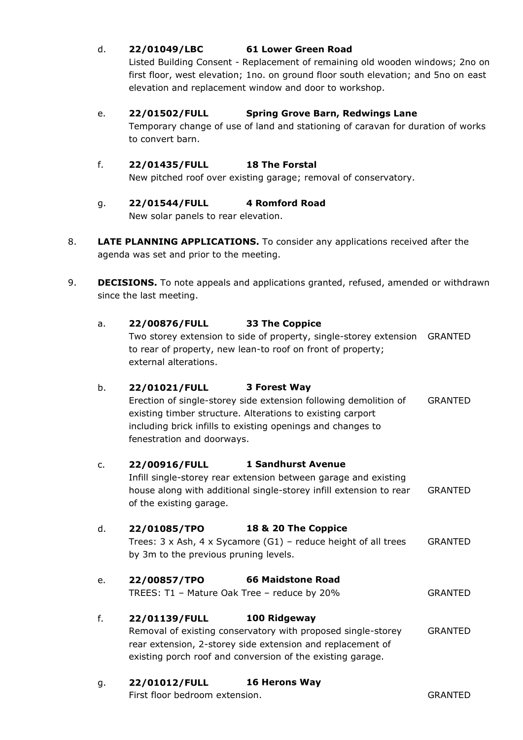d. **22/01049/LBC** **61 Lower Green Road**
   Listed Building Consent - Replacement of remaining old wooden windows; 2no on first floor, west elevation; 1no. on ground floor south elevation; and 5no on east elevation and replacement window and door to workshop.

e. **22/01502/FULL** **Spring Grove Barn, Redwings Lane**
   Temporary change of use of land and stationing of caravan for duration of works to convert barn.

f. **22/01435/FULL** **18 The Forstal**
   New pitched roof over existing garage; removal of conservatory.

g. **22/01544/FULL** **4 Romford Road**
   New solar panels to rear elevation.

8. **LATE PLANNING APPLICATIONS.** To consider any applications received after the agenda was set and prior to the meeting.

9. **DECISIONS.** To note appeals and applications granted, refused, amended or withdrawn since the last meeting.

a. **22/00876/FULL** **33 The Coppice**
   Two storey extension to side of property, single-storey extension to rear of property, new lean-to roof on front of property; external alterations. GRANTED

b. **22/01021/FULL** **3 Forest Way**
   Erection of single-storey side extension following demolition of existing timber structure. Alterations to existing carport including brick infills to existing openings and changes to fenestration and doorways. GRANTED

c. **22/00916/FULL** **1 Sandhurst Avenue**
   Infill single-storey rear extension between garage and existing house along with additional single-storey infill extension to rear of the existing garage. GRANTED

d. **22/01085/TPO** **18 & 20 The Coppice**
   Trees: 3 x Ash, 4 x Sycamore (G1) – reduce height of all trees by 3m to the previous pruning levels. GRANTED

e. **22/00857/TPO** **66 Maidstone Road**
   TREES: T1 – Mature Oak Tree – reduce by 20% GRANTED

f. **22/01139/FULL** **100 Ridgeway**
   Removal of existing conservatory with proposed single-storey rear extension, 2-storey side extension and replacement of existing porch roof and conversion of the existing garage. GRANTED

g. **22/01012/FULL** **16 Herons Way**
   First floor bedroom extension. GRANTED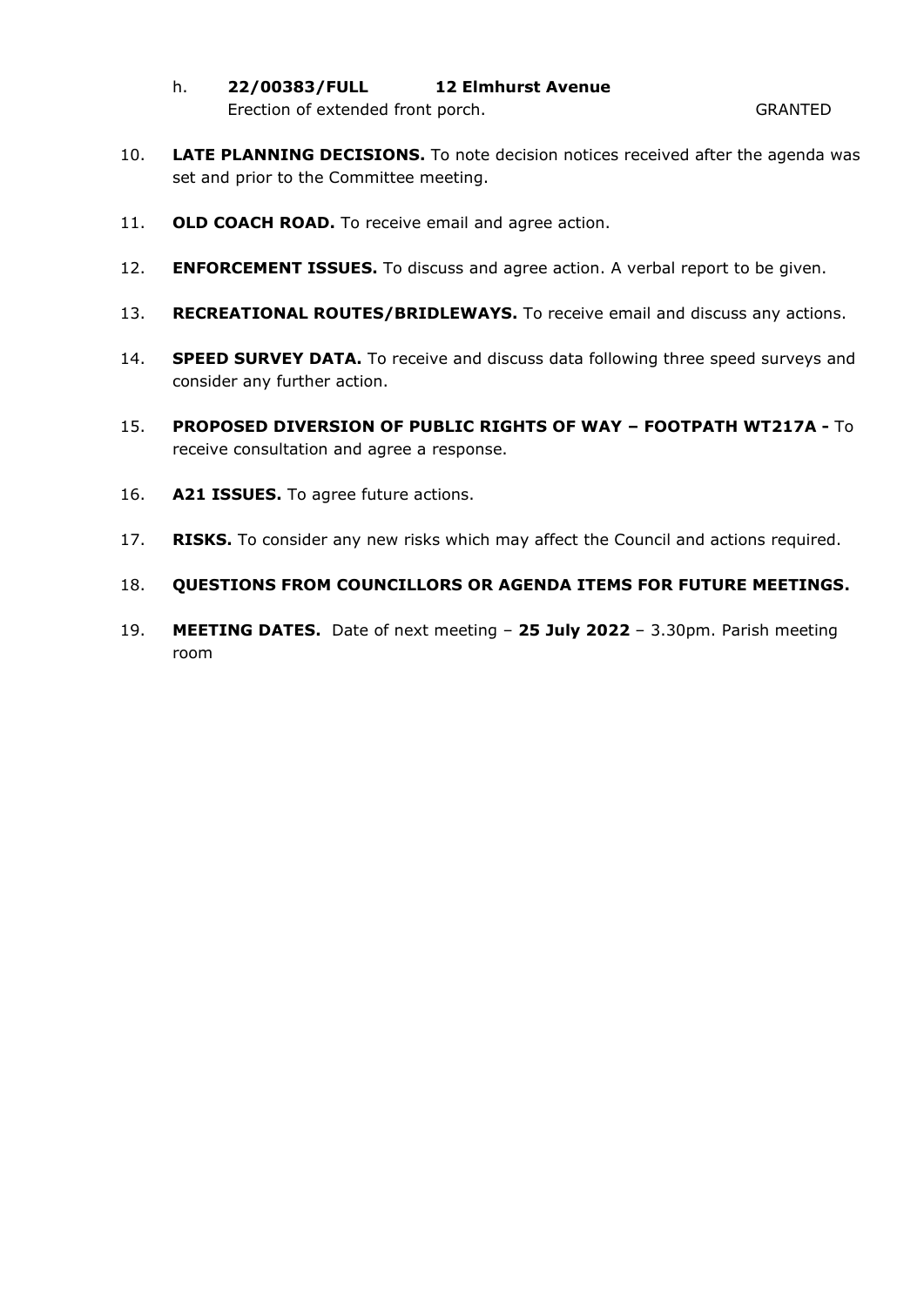h. **22/00383/FULL** **12 Elmhurst Avenue**
Erection of extended front porch. GRANTED

10. **LATE PLANNING DECISIONS.** To note decision notices received after the agenda was set and prior to the Committee meeting.

11. **OLD COACH ROAD.** To receive email and agree action.

12. **ENFORCEMENT ISSUES.** To discuss and agree action. A verbal report to be given.

13. **RECREATIONAL ROUTES/BRIDLEWAYS.** To receive email and discuss any actions.

14. **SPEED SURVEY DATA.** To receive and discuss data following three speed surveys and consider any further action.

15. **PROPOSED DIVERSION OF PUBLIC RIGHTS OF WAY – FOOTPATH WT217A -** To receive consultation and agree a response.

16. **A21 ISSUES.** To agree future actions.

17. **RISKS.** To consider any new risks which may affect the Council and actions required.

18. **QUESTIONS FROM COUNCILLORS OR AGENDA ITEMS FOR FUTURE MEETINGS.**

19. **MEETING DATES.** Date of next meeting – **25 July 2022** – 3.30pm. Parish meeting room